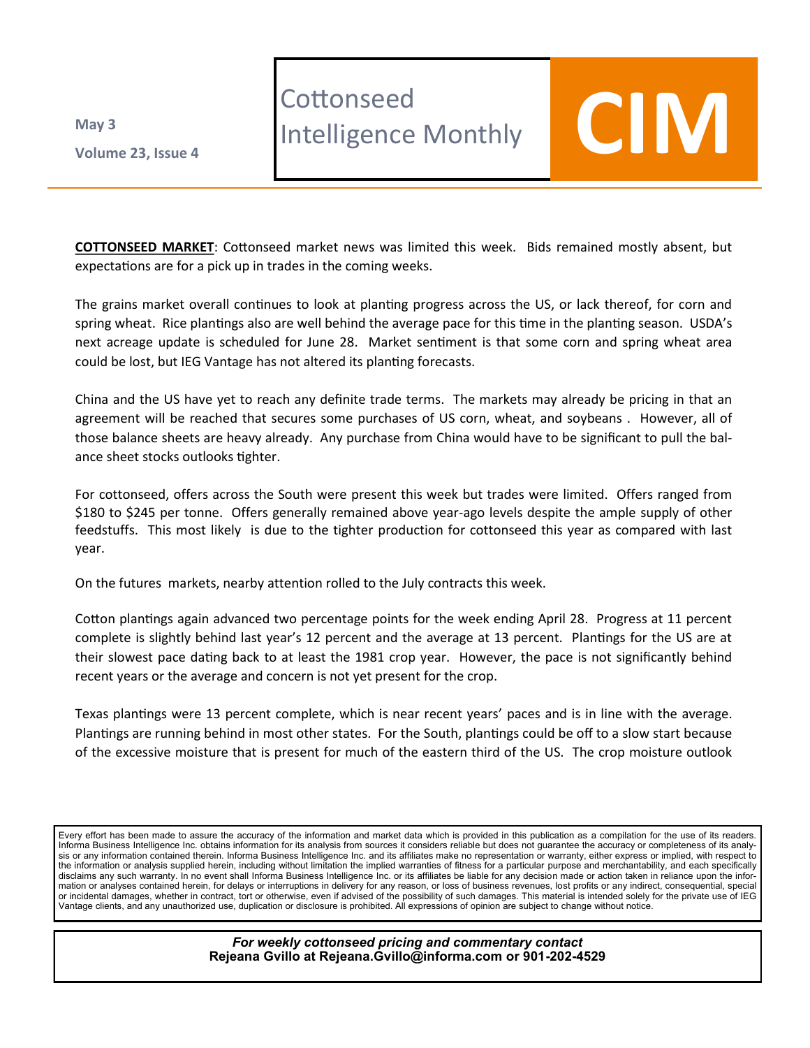May 3

Volume 23, Issue 4

# Cottonseed Intelligence Monthly

# CIM

**COTTONSEED MARKET**: Cottonseed market news was limited this week. Bids remained mostly absent, but expectations are for a pick up in trades in the coming weeks.

The grains market overall continues to look at planting progress across the US, or lack thereof, for corn and spring wheat. Rice plantings also are well behind the average pace for this time in the planting season. USDA's next acreage update is scheduled for June 28. Market sentiment is that some corn and spring wheat area could be lost, but IEG Vantage has not altered its planting forecasts.

China and the US have yet to reach any definite trade terms. The markets may already be pricing in that an agreement will be reached that secures some purchases of US corn, wheat, and soybeans . However, all of those balance sheets are heavy already. Any purchase from China would have to be significant to pull the balance sheet stocks outlooks tighter.

For cottonseed, offers across the South were present this week but trades were limited. Offers ranged from \$180 to \$245 per tonne. Offers generally remained above year-ago levels despite the ample supply of other feedstuffs. This most likely is due to the tighter production for cottonseed this year as compared with last year.

On the futures markets, nearby attention rolled to the July contracts this week.

Cotton plantings again advanced two percentage points for the week ending April 28. Progress at 11 percent complete is slightly behind last year's 12 percent and the average at 13 percent. Plantings for the US are at their slowest pace dating back to at least the 1981 crop year. However, the pace is not significantly behind recent years or the average and concern is not yet present for the crop.

Texas plantings were 13 percent complete, which is near recent years' paces and is in line with the average. Plantings are running behind in most other states. For the South, plantings could be off to a slow start because of the excessive moisture that is present for much of the eastern third of the US. The crop moisture outlook

Every effort has been made to assure the accuracy of the information and market data which is provided in this publication as a compilation for the use of its readers. Informa Business Intelligence Inc. obtains information for its analysis from sources it considers reliable but does not guarantee the accuracy or completeness of its analysis or any information contained therein. Informa Business Intelligence Inc. and its affiliates make no representation or warranty, either express or implied, with respect to the information or analysis supplied herein, including without limitation the implied warranties of fitness for a particular purpose and merchantability, and each specifically disclaims any such warranty. In no event shall Informa Business Intelligence Inc. or its affiliates be liable for any decision made or action taken in reliance upon the information or analyses contained herein, for delays or interruptions in delivery for any reason, or loss of business revenues, lost profits or any indirect, consequential, special or incidental damages, whether in contract, tort or otherwise, even if advised of the possibility of such damages. This material is intended solely for the private use of IEG Vantage clients, and any unauthorized use, duplication or disclosure is prohibited. All expressions of opinion are subject to change without notice.

***For weekly cottonseed pricing and commentary contact***
**Rejeana Gvillo at Rejeana.Gvillo@informa.com or 901-202-4529**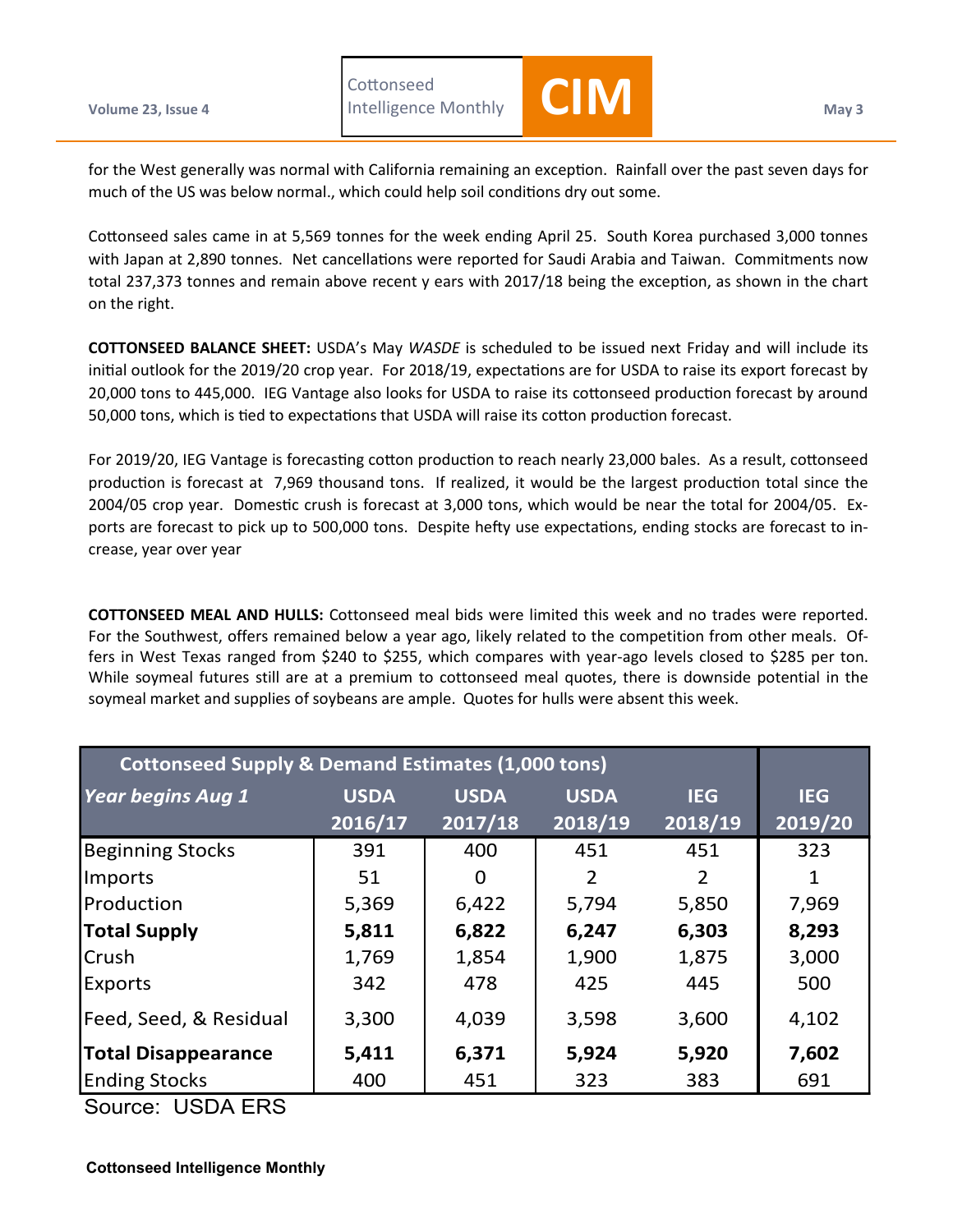for the West generally was normal with California remaining an exception. Rainfall over the past seven days for much of the US was below normal., which could help soil conditions dry out some.

Cottonseed sales came in at 5,569 tonnes for the week ending April 25. South Korea purchased 3,000 tonnes with Japan at 2,890 tonnes. Net cancellations were reported for Saudi Arabia and Taiwan. Commitments now total 237,373 tonnes and remain above recent y ears with 2017/18 being the exception, as shown in the chart on the right.

**COTTONSEED BALANCE SHEET:** USDA's May *WASDE* is scheduled to be issued next Friday and will include its initial outlook for the 2019/20 crop year. For 2018/19, expectations are for USDA to raise its export forecast by 20,000 tons to 445,000. IEG Vantage also looks for USDA to raise its cottonseed production forecast by around 50,000 tons, which is tied to expectations that USDA will raise its cotton production forecast.

For 2019/20, IEG Vantage is forecasting cotton production to reach nearly 23,000 bales. As a result, cottonseed production is forecast at 7,969 thousand tons. If realized, it would be the largest production total since the 2004/05 crop year. Domestic crush is forecast at 3,000 tons, which would be near the total for 2004/05. Exports are forecast to pick up to 500,000 tons. Despite hefty use expectations, ending stocks are forecast to increase, year over year

**COTTONSEED MEAL AND HULLS:** Cottonseed meal bids were limited this week and no trades were reported. For the Southwest, offers remained below a year ago, likely related to the competition from other meals. Offers in West Texas ranged from $240 to $255, which compares with year-ago levels closed to $285 per ton. While soymeal futures still are at a premium to cottonseed meal quotes, there is downside potential in the soymeal market and supplies of soybeans are ample. Quotes for hulls were absent this week.

| Cottonseed Supply & Demand Estimates (1,000 tons) | | | | | |
|---|---|---|---|---|---|
| *Year begins Aug 1* | USDA 2016/17 | USDA 2017/18 | USDA 2018/19 | IEG 2018/19 | IEG 2019/20 |
| Beginning Stocks | 391 | 400 | 451 | 451 | 323 |
| Imports | 51 | 0 | 2 | 2 | 1 |
| Production | 5,369 | 6,422 | 5,794 | 5,850 | 7,969 |
| **Total Supply** | **5,811** | **6,822** | **6,247** | **6,303** | **8,293** |
| Crush | 1,769 | 1,854 | 1,900 | 1,875 | 3,000 |
| Exports | 342 | 478 | 425 | 445 | 500 |
| Feed, Seed, & Residual | 3,300 | 4,039 | 3,598 | 3,600 | 4,102 |
| **Total Disappearance** | **5,411** | **6,371** | **5,924** | **5,920** | **7,602** |
| Ending Stocks | 400 | 451 | 323 | 383 | 691 |

Source: USDA ERS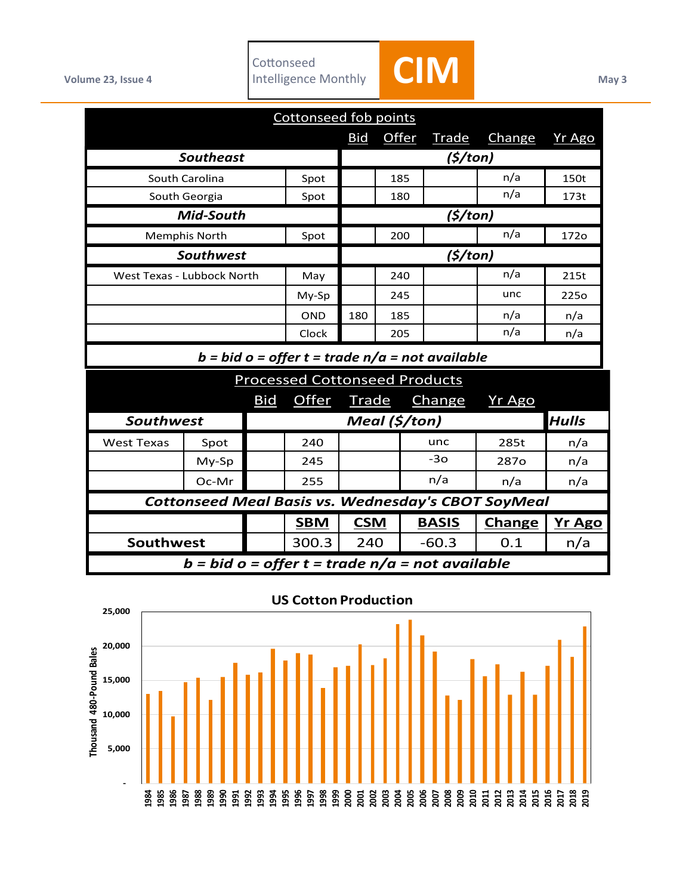## Cottonseed fob points

| | | Bid | Offer | Trade | Change | Yr Ago |
|---|---|---|---|---|---|---|
| ***Southeast*** | | ***($/ton)*** | | | | |
| South Carolina | Spot | | 185 | | n/a | 150t |
| South Georgia | Spot | | 180 | | n/a | 173t |
| ***Mid-South*** | | ***($/ton)*** | | | | |
| Memphis North | Spot | | 200 | | n/a | 172o |
| ***Southwest*** | | ***($/ton)*** | | | | |
| West Texas - Lubbock North | May | | 240 | | n/a | 215t |
| | My-Sp | | 245 | | unc | 225o |
| | OND | 180 | 185 | | n/a | n/a |
| | Clock | | 205 | | n/a | n/a |

***b = bid o = offer t = trade n/a = not available***

## Processed Cottonseed Products

| | | Bid | Offer | Trade | Change | Yr Ago | |
|---|---|---|---|---|---|---|---|
| ***Southwest*** | | ***Meal ($/ton)*** | | | | | ***Hulls*** |
| West Texas | Spot | | 240 | | unc | 285t | n/a |
| | My-Sp | | 245 | | -3o | 287o | n/a |
| | Oc-Mr | | 255 | | n/a | n/a | n/a |

***Cottonseed Meal Basis vs. Wednesday's CBOT SoyMeal***

| | SBM | CSM | BASIS | Change | Yr Ago |
|---|---|---|---|---|---|
| **Southwest** | 300.3 | 240 | -60.3 | 0.1 | n/a |

***b = bid o = offer t = trade n/a = not available***

**US Cotton Production**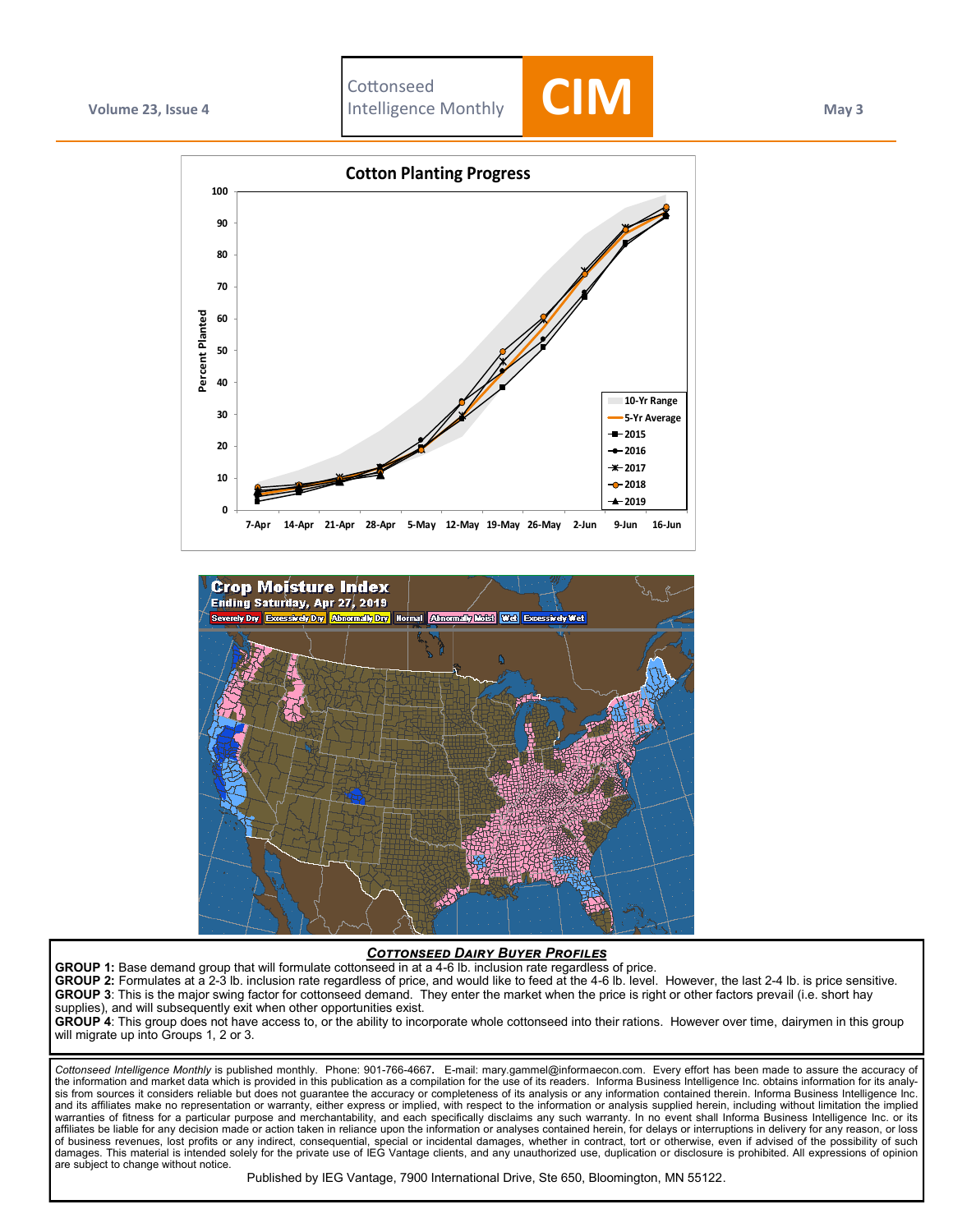Cotton Planting Progress

100
90
80
70
60
50
40
30
20
10
0

Percent Planted

7-Apr 14-Apr 21-Apr 28-Apr 5-May 12-May 19-May 26-May 2-Jun 9-Jun 16-Jun

10-Yr Range
5-Yr Average
2015
2016
2017
2018
2019

Crop Moisture Index
Ending Saturday, Apr 27, 2019

Severely Dry | Excessively Dry | Abnormally Dry | Normal | Abnormally Moist | Wet | Excessively Wet

## *Cottonseed Dairy Buyer Profiles*

**GROUP 1:** Base demand group that will formulate cottonseed in at a 4-6 lb. inclusion rate regardless of price.

**GROUP 2:** Formulates at a 2-3 lb. inclusion rate regardless of price, and would like to feed at the 4-6 lb. level. However, the last 2-4 lb. is price sensitive.

**GROUP 3**: This is the major swing factor for cottonseed demand. They enter the market when the price is right or other factors prevail (i.e. short hay supplies), and will subsequently exit when other opportunities exist.

**GROUP 4**: This group does not have access to, or the ability to incorporate whole cottonseed into their rations. However over time, dairymen in this group will migrate up into Groups 1, 2 or 3.

*Cottonseed Intelligence Monthly* is published monthly. Phone: 901-766-4667**.** E-mail: mary.gammel@informaecon.com. Every effort has been made to assure the accuracy of the information and market data which is provided in this publication as a compilation for the use of its readers. Informa Business Intelligence Inc. obtains information for its analysis from sources it considers reliable but does not guarantee the accuracy or completeness of its analysis or any information contained therein. Informa Business Intelligence Inc. and its affiliates make no representation or warranty, either express or implied, with respect to the information or analysis supplied herein, including without limitation the implied warranties of fitness for a particular purpose and merchantability, and each specifically disclaims any such warranty. In no event shall Informa Business Intelligence Inc. or its affiliates be liable for any decision made or action taken in reliance upon the information or analyses contained herein, for delays or interruptions in delivery for any reason, or loss of business revenues, lost profits or any indirect, consequential, special or incidental damages, whether in contract, tort or otherwise, even if advised of the possibility of such damages. This material is intended solely for the private use of IEG Vantage clients, and any unauthorized use, duplication or disclosure is prohibited. All expressions of opinion are subject to change without notice.

Published by IEG Vantage, 7900 International Drive, Ste 650, Bloomington, MN 55122.